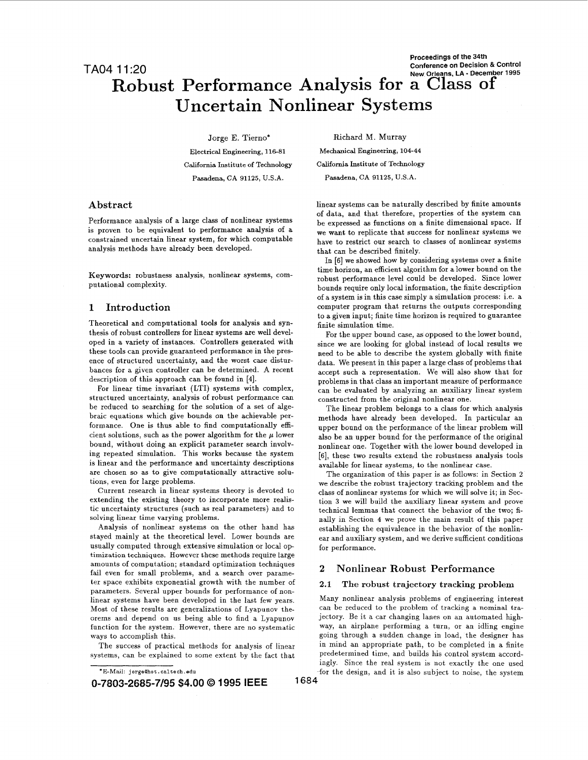# Robust Performance Analysis for a Class of Uncertain Nonlinear Systems

Jorge E. Tierno*
Electrical Engineering, 116-81
California Institute of Technology
Pasadena, CA 91125, U.S.A.

Richard M. Murray
Mechanical Engineering, 104-44
California Institute of Technology
Pasadena, CA 91125, U.S.A.

## Abstract

Performance analysis of a large class of nonlinear systems is proven to be equivalent to performance analysis of a constrained uncertain linear system, for which computable analysis methods have already been developed.

**Keywords:** robustness analysis, nonlinear systems, computational complexity.

## 1 Introduction

Theoretical and computational tools for analysis and synthesis of robust controllers for linear systems are well developed in a variety of instances. Controllers generated with these tools can provide guaranteed performance in the presence of structured uncertainty, and the worst case disturbances for a given controller can be determined. A recent description of this approach can be found in [4].

For linear time invariant (LTI) systems with complex, structured uncertainty, analysis of robust performance can be reduced to searching for the solution of a set of algebraic equations which give bounds on the achievable performance. One is thus able to find computationally efficient solutions, such as the power algorithm for the $\mu$ lower bound, without doing an explicit parameter search involving repeated simulation. This works because the system is linear and the performance and uncertainty descriptions are chosen so as to give computationally attractive solutions, even for large problems.

Current research in linear systems theory is devoted to extending the existing theory to incorporate more realistic uncertainty structures (such as real parameters) and to solving linear time varying problems.

Analysis of nonlinear systems on the other hand has stayed mainly at the theoretical level. Lower bounds are usually computed through extensive simulation or local optimization techniques. However these methods require large amounts of computation; standard optimization techniques fail even for small problems, and a search over parameter space exhibits exponential growth with the number of parameters. Several upper bounds for performance of nonlinear systems have been developed in the last few years. Most of these results are generalizations of Lyapunov theorems and depend on us being able to find a Lyapunov function for the system. However, there are no systematic ways to accomplish this.

The success of practical methods for analysis of linear systems, can be explained to some extent by the fact that linear systems can be naturally described by finite amounts of data, and that therefore, properties of the system can be expressed as functions on a finite dimensional space. If we want to replicate that success for nonlinear systems we have to restrict our search to classes of nonlinear systems that can be described finitely.

In [6] we showed how by considering systems over a finite time horizon, an efficient algorithm for a lower bound on the robust performance level could be developed. Since lower bounds require only local information, the finite description of a system is in this case simply a simulation process: i.e. a computer program that returns the outputs corresponding to a given input; finite time horizon is required to guarantee finite simulation time.

For the upper bound case, as opposed to the lower bound, since we are looking for global instead of local results we need to be able to describe the system globally with finite data. We present in this paper a large class of problems that accept such a representation. We will also show that for problems in that class an important measure of performance can be evaluated by analyzing an auxiliary linear system constructed from the original nonlinear one.

The linear problem belongs to a class for which analysis methods have already been developed. In particular an upper bound on the performance of the linear problem will also be an upper bound for the performance of the original nonlinear one. Together with the lower bound developed in [6], these two results extend the robustness analysis tools available for linear systems, to the nonlinear case.

The organization of this paper is as follows: in Section 2 we describe the robust trajectory tracking problem and the class of nonlinear systems for which we will solve it; in Section 3 we will build the auxiliary linear system and prove technical lemmas that connect the behavior of the two; finally in Section 4 we prove the main result of this paper establishing the equivalence in the behavior of the nonlinear and auxiliary system, and we derive sufficient conditions for performance.

## 2 Nonlinear Robust Performance

### 2.1 The robust trajectory tracking problem

Many nonlinear analysis problems of engineering interest can be reduced to the problem of tracking a nominal trajectory. Be it a car changing lanes on an automated highway, an airplane performing a turn, or an idling engine going through a sudden change in load, the designer has in mind an appropriate path, to be completed in a finite predetermined time, and builds his control system accordingly. Since the real system is not exactly the one used for the design, and it is also subject to noise, the system

*E-Mail: jorge@hot.caltech.edu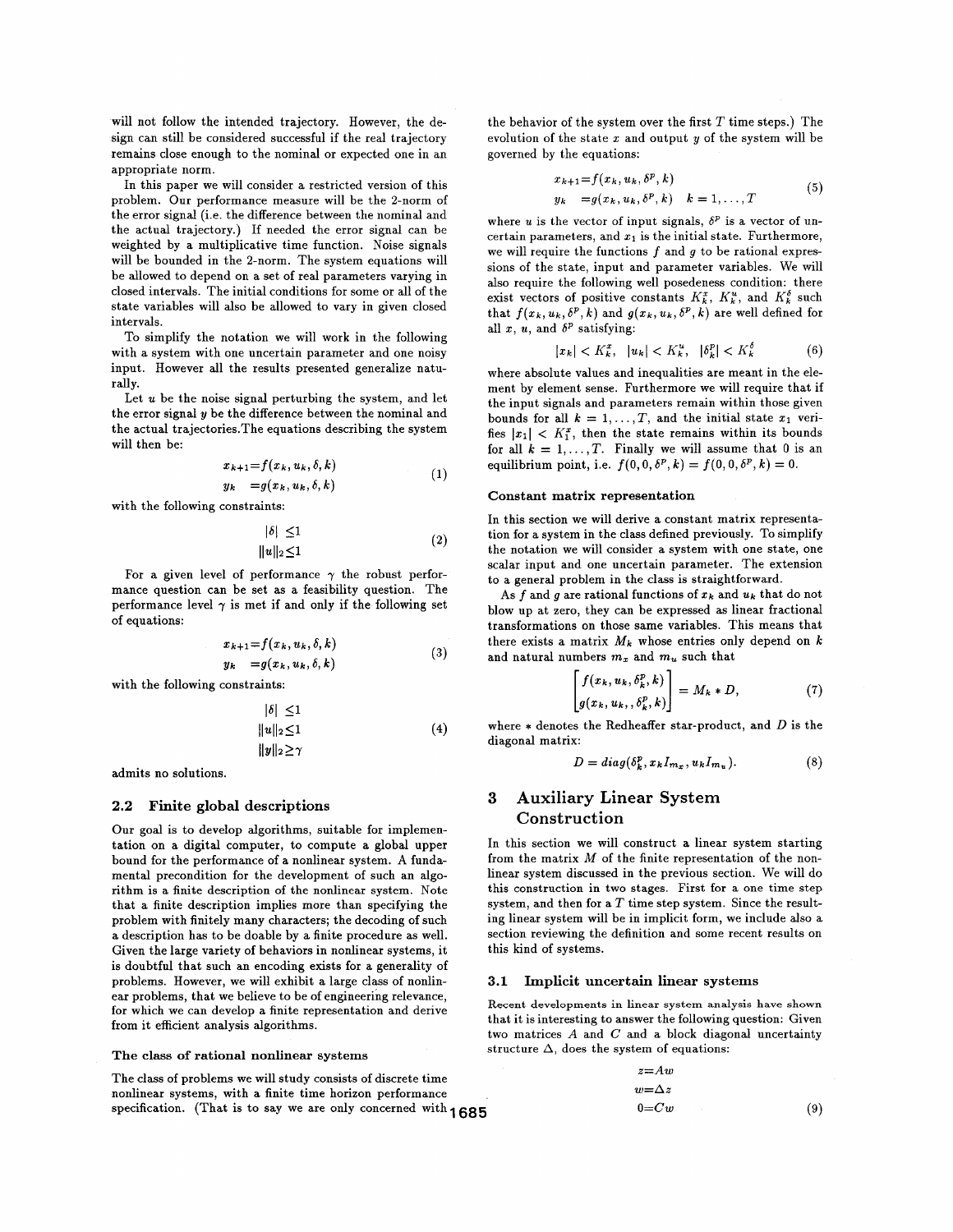will not follow the intended trajectory. However, the design can still be considered successful if the real trajectory remains close enough to the nominal or expected one in an appropriate norm.

In this paper we will consider a restricted version of this problem. Our performance measure will be the 2-norm of the error signal (i.e. the difference between the nominal and the actual trajectory.) If needed the error signal can be weighted by a multiplicative time function. Noise signals will be bounded in the 2-norm. The system equations will be allowed to depend on a set of real parameters varying in closed intervals. The initial conditions for some or all of the state variables will also be allowed to vary in given closed intervals.

To simplify the notation we will work in the following with a system with one uncertain parameter and one noisy input. However all the results presented generalize naturally.

Let $u$ be the noise signal perturbing the system, and let the error signal $y$ be the difference between the nominal and the actual trajectories. The equations describing the system will then be:

$$
\begin{aligned}
x_{k+1} &= f(x_k, u_k, \delta, k) \\
y_k &= g(x_k, u_k, \delta, k)
\end{aligned} \tag{1}
$$

with the following constraints:

$$
\begin{aligned}
|\delta| &\leq 1 \\
\|u\|_2 &\leq 1
\end{aligned} \tag{2}
$$

For a given level of performance $\gamma$ the robust performance question can be set as a feasibility question. The performance level $\gamma$ is met if and only if the following set of equations:

$$
\begin{aligned}
x_{k+1} &= f(x_k, u_k, \delta, k) \\
y_k &= g(x_k, u_k, \delta, k)
\end{aligned} \tag{3}
$$

with the following constraints:

$$
\begin{aligned}
|\delta| &\leq 1 \\
\|u\|_2 &\leq 1 \\
\|y\|_2 &\geq \gamma
\end{aligned} \tag{4}
$$

admits no solutions.

## 2.2 Finite global descriptions

Our goal is to develop algorithms, suitable for implementation on a digital computer, to compute a global upper bound for the performance of a nonlinear system. A fundamental precondition for the development of such an algorithm is a finite description of the nonlinear system. Note that a finite description implies more than specifying the problem with finitely many characters; the decoding of such a description has to be doable by a finite procedure as well. Given the large variety of behaviors in nonlinear systems, it is doubtful that such an encoding exists for a generality of problems. However, we will exhibit a large class of nonlinear problems, that we believe to be of engineering relevance, for which we can develop a finite representation and derive from it efficient analysis algorithms.

#### The class of rational nonlinear systems

The class of problems we will study consists of discrete time nonlinear systems, with a finite time horizon performance specification. (That is to say we are only concerned with the behavior of the system over the first $T$ time steps.) The evolution of the state $x$ and output $y$ of the system will be governed by the equations:

$$
\begin{aligned}
x_{k+1} &= f(x_k, u_k, \delta^p, k) \\
y_k &= g(x_k, u_k, \delta^p, k) \quad k = 1, \ldots, T
\end{aligned} \tag{5}
$$

where $u$ is the vector of input signals, $\delta^p$ is a vector of uncertain parameters, and $x_1$ is the initial state. Furthermore, we will require the functions $f$ and $g$ to be rational expressions of the state, input and parameter variables. We will also require the following well posedeness condition: there exist vectors of positive constants $K_k^x$, $K_k^u$, and $K_k^\delta$ such that $f(x_k, u_k, \delta^p, k)$ and $g(x_k, u_k, \delta^p, k)$ are well defined for all $x$, $u$, and $\delta^p$ satisfying:

$$
|x_k| < K_k^x, \quad |u_k| < K_k^u, \quad |\delta_k^p| < K_k^\delta \tag{6}
$$

where absolute values and inequalities are meant in the element by element sense. Furthermore we will require that if the input signals and parameters remain within those given bounds for all $k = 1, \ldots, T$, and the initial state $x_1$ verifies $|x_1| < K_1^x$, then the state remains within its bounds for all $k = 1, \ldots, T$. Finally we will assume that 0 is an equilibrium point, i.e. $f(0, 0, \delta^p, k) = f(0, 0, \delta^p, k) = 0$.

#### Constant matrix representation

In this section we will derive a constant matrix representation for a system in the class defined previously. To simplify the notation we will consider a system with one state, one scalar input and one uncertain parameter. The extension to a general problem in the class is straightforward.

As $f$ and $g$ are rational functions of $x_k$ and $u_k$ that do not blow up at zero, they can be expressed as linear fractional transformations on those same variables. This means that there exists a matrix $M_k$ whose entries only depend on $k$ and natural numbers $m_x$ and $m_u$ such that

$$
\begin{bmatrix} f(x_k, u_k, \delta_k^p, k) \\ g(x_k, u_k, , \delta_k^p, k) \end{bmatrix} = M_k * D, \tag{7}
$$

where $*$ denotes the Redheaffer star-product, and $D$ is the diagonal matrix:

$$
D = diag(\delta_k^p, x_k I_{m_x}, u_k I_{m_u}). \tag{8}
$$

# 3 Auxiliary Linear System Construction

In this section we will construct a linear system starting from the matrix $M$ of the finite representation of the nonlinear system discussed in the previous section. We will do this construction in two stages. First for a one time step system, and then for a $T$ time step system. Since the resulting linear system will be in implicit form, we include also a section reviewing the definition and some recent results on this kind of systems.

## 3.1 Implicit uncertain linear systems

Recent developments in linear system analysis have shown that it is interesting to answer the following question: Given two matrices $A$ and $C$ and a block diagonal uncertainty structure $\Delta$, does the system of equations:

$$
\begin{aligned}
z &= Aw \\
w &= \Delta z \\
0 &= Cw
\end{aligned} \tag{9}
$$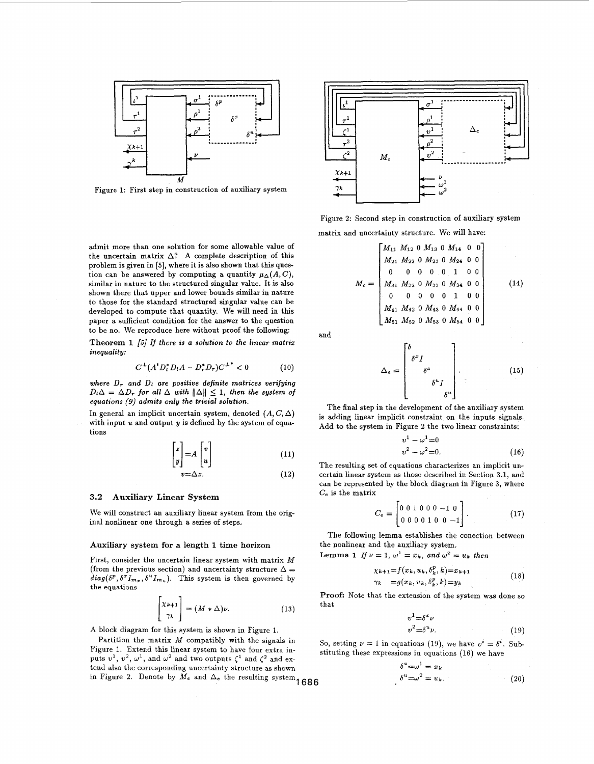Figure 1: First step in construction of auxiliary system

admit more than one solution for some allowable value of the uncertain matrix $\Delta$? A complete description of this problem is given in [5], where it is also shown that this question can be answered by computing a quantity $\mu_\Delta(A, C)$, similar in nature to the structured singular value. It is also shown there that upper and lower bounds similar in nature to those for the standard structured singular value can be developed to compute that quantity. We will need in this paper a sufficient condition for the answer to the question to be no. We reproduce here without proof the following:

**Theorem 1** *[5] If there is a solution to the linear matrix inequality:*

$$C^{\perp}(A^t D_l^* D_l A - D_r^* D_r) C^{\perp^*} < 0 \tag{10}$$

*where $D_r$ and $D_l$ are positive definite matrices verifying $D_l \Delta = \Delta D_r$ for all $\Delta$ with $\|\Delta\| \leq 1$, then the system of equations (9) admits only the trivial solution.*

In general an implicit uncertain system, denoted $(A, C, \Delta)$ with input $u$ and output $y$ is defined by the system of equations

$$\begin{bmatrix} z \\ y \end{bmatrix} = A \begin{bmatrix} v \\ u \end{bmatrix} \tag{11}$$

$$v = \Delta z. \tag{12}$$

### 3.2 Auxiliary Linear System

We will construct an auxiliary linear system from the original nonlinear one through a series of steps.

#### Auxiliary system for a length 1 time horizon

First, consider the uncertain linear system with matrix $M$ (from the previous section) and uncertainty structure $\Delta = diag(\delta^p, \delta^x I_{m_x}, \delta^u I_{m_u})$. This system is then governed by the equations

$$\begin{bmatrix} \chi_{k+1} \\ \gamma_k \end{bmatrix} = (M * \Delta)\nu. \tag{13}$$

A block diagram for this system is shown in Figure 1.

Partition the matrix $M$ compatibly with the signals in Figure 1. Extend this linear system to have four extra inputs $v^1$, $v^2$, $\omega^1$, and $\omega^2$ and two outputs $\zeta^1$ and $\zeta^2$ and extend also the corresponding uncertainty structure as shown in Figure 2. Denote by $M_e$ and $\Delta_e$ the resulting system matrix and uncertainty structure. We will have:

Figure 2: Second step in construction of auxiliary system

$$M_e = \begin{bmatrix} M_{11} & M_{12} & 0 & M_{13} & 0 & M_{14} & 0 & 0 \\ M_{21} & M_{22} & 0 & M_{23} & 0 & M_{24} & 0 & 0 \\ 0 & 0 & 0 & 0 & 0 & 1 & 0 & 0 \\ M_{31} & M_{32} & 0 & M_{33} & 0 & M_{34} & 0 & 0 \\ 0 & 0 & 0 & 0 & 0 & 1 & 0 & 0 \\ M_{41} & M_{42} & 0 & M_{43} & 0 & M_{44} & 0 & 0 \\ M_{51} & M_{52} & 0 & M_{53} & 0 & M_{54} & 0 & 0 \end{bmatrix} \tag{14}$$

and

$$\Delta_e = \begin{bmatrix} \delta & & & & \\ & \delta^x I & & & \\ & & \delta^x & & \\ & & & \delta^u I & \\ & & & & \delta^u \end{bmatrix}. \tag{15}$$

The final step in the development of the auxiliary system is adding linear implicit constraint on the inputs signals. Add to the system in Figure 2 the two linear constraints:

$$v^1 - \omega^1 = 0$$
$$v^2 - \omega^2 = 0. \tag{16}$$

The resulting set of equations characterizes an implicit uncertain linear system as those described in Section 3.1, and can be represented by the block diagram in Figure 3, where $C_e$ is the matrix

$$C_e = \begin{bmatrix} 0 & 0 & 1 & 0 & 0 & 0 & -1 & 0 \\ 0 & 0 & 0 & 0 & 1 & 0 & 0 & -1 \end{bmatrix}. \tag{17}$$

The following lemma establishes the conection between the nonlinear and the auxiliary system.

**Lemma 1** *If $\nu = 1$, $\omega^1 = x_k$, and $\omega^2 = u_k$ then*

$$\begin{aligned} \chi_{k+1} &= f(x_k, u_k, \delta_k^p, k) = x_{k+1} \\ \gamma_k &= g(x_k, u_k, \delta_k^p, k) = y_k \end{aligned} \tag{18}$$

**Proof:** Note that the extension of the system was done so that

$$v^1 = \delta^x \nu$$
$$v^2 = \delta^u \nu. \tag{19}$$

So, setting $\nu = 1$ in equations (19), we have $v^i = \delta^i$. Substituting these expressions in equations (16) we have

$$\delta^x = \omega^1 = x_k$$
$$\delta^u = \omega^2 = u_k. \tag{20}$$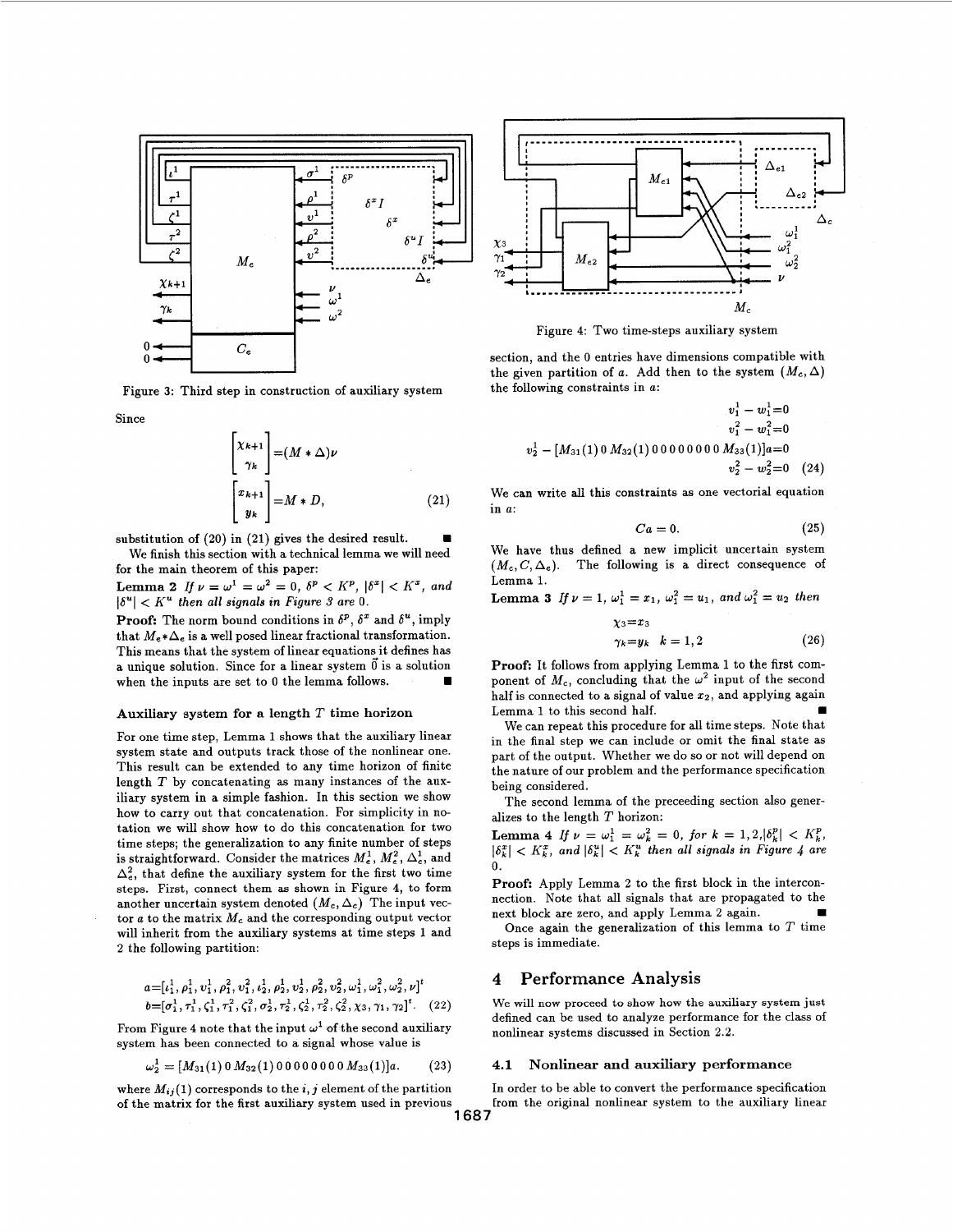Figure 3: Third step in construction of auxiliary system

Since

$$\begin{bmatrix} \chi_{k+1} \\ \gamma_k \end{bmatrix} = (M * \Delta)\nu$$

$$\begin{bmatrix} x_{k+1} \\ y_k \end{bmatrix} = M * D, \tag{21}$$

substitution of (20) in (21) gives the desired result. ∎

We finish this section with a technical lemma we will need for the main theorem of this paper:

**Lemma 2** *If $\nu = \omega^1 = \omega^2 = 0$, $\delta^p < K^p$, $|\delta^x| < K^x$, and $|\delta^u| < K^u$ then all signals in Figure 3 are 0.*

**Proof:** The norm bound conditions in $\delta^p$, $\delta^x$ and $\delta^u$, imply that $M_e * \Delta_e$ is a well posed linear fractional transformation. This means that the system of linear equations it defines has a unique solution. Since for a linear system $\vec{0}$ is a solution when the inputs are set to 0 the lemma follows. ∎

### Auxiliary system for a length $T$ time horizon

For one time step, Lemma 1 shows that the auxiliary linear system state and outputs track those of the nonlinear one. This result can be extended to any time horizon of finite length $T$ by concatenating as many instances of the auxiliary system in a simple fashion. In this section we show how to carry out that concatenation. For simplicity in notation we will show how to do this concatenation for two time steps; the generalization to any finite number of steps is straightforward. Consider the matrices $M_e^1$, $M_e^2$, $\Delta_e^1$, and $\Delta_e^2$, that define the auxiliary system for the first two time steps. First, connect them as shown in Figure 4, to form another uncertain system denoted $(M_c, \Delta_c)$ The input vector $a$ to the matrix $M_c$ and the corresponding output vector will inherit from the auxiliary systems at time steps 1 and 2 the following partition:

$$\begin{aligned} a &= [\iota_1^1, \rho_1^1, v_1^1, \rho_1^2, v_1^2, \iota_2^1, \rho_2^1, v_2^1, \rho_2^2, v_2^2, \omega_1^1, \omega_1^2, \omega_2^2, \nu]^t \\ b &= [\sigma_1^1, \tau_1^1, \varsigma_1^1, \tau_1^2, \varsigma_1^2, \sigma_2^1, \tau_2^1, \varsigma_2^1, \tau_2^2, \varsigma_2^2, \chi_3, \gamma_1, \gamma_2]^t. \end{aligned} \tag{22}$$

From Figure 4 note that the input $\omega^1$ of the second auxiliary system has been connected to a signal whose value is

$$\omega_2^1 = [M_{31}(1)\, 0\, M_{32}(1)\, 0\,0\,0\,0\,0\,0\,0\,0\, M_{33}(1)]a. \tag{23}$$

where $M_{ij}(1)$ corresponds to the $i,j$ element of the partition of the matrix for the first auxiliary system used in previous section, and the 0 entries have dimensions compatible with the given partition of $a$. Add then to the system $(M_c, \Delta)$ the following constraints in $a$:

$$\begin{aligned} v_1^1 - w_1^1 &= 0 \\ v_1^2 - w_1^2 &= 0 \\ v_2^1 - [M_{31}(1)\, 0\, M_{32}(1)\, 0\,0\,0\,0\,0\,0\,0\,0\, M_{33}(1)]a &= 0 \\ v_2^2 - w_2^2 &= 0 \end{aligned} \tag{24}$$

We can write all this constraints as one vectorial equation in $a$:

$$Ca = 0. \tag{25}$$

We have thus defined a new implicit uncertain system $(M_c, C, \Delta_e)$. The following is a direct consequence of Lemma 1.

**Lemma 3** *If $\nu = 1$, $\omega_1^1 = x_1$, $\omega_1^2 = u_1$, and $\omega_2^2 = u_2$ then*

$$\begin{aligned} \chi_3 &= x_3 \\ \gamma_k &= y_k \quad k = 1, 2 \end{aligned} \tag{26}$$

**Proof:** It follows from applying Lemma 1 to the first component of $M_c$, concluding that the $\omega^2$ input of the second half is connected to a signal of value $x_2$, and applying again Lemma 1 to this second half. ∎

We can repeat this procedure for all time steps. Note that in the final step we can include or omit the final state as part of the output. Whether we do so or not will depend on the nature of our problem and the performance specification being considered.

The second lemma of the preceeding section also generalizes to the length $T$ horizon:

**Lemma 4** *If $\nu = \omega_1^1 = \omega_k^2 = 0$, for $k = 1, 2, |\delta_k^p| < K_k^p$, $|\delta_k^x| < K_k^x$, and $|\delta_k^u| < K_k^u$ then all signals in Figure 4 are 0.*

**Proof:** Apply Lemma 2 to the first block in the interconnection. Note that all signals that are propagated to the next block are zero, and apply Lemma 2 again. ∎

Once again the generalization of this lemma to $T$ time steps is immediate.

Figure 4: Two time-steps auxiliary system

# 4 Performance Analysis

We will now proceed to show how the auxiliary system just defined can be used to analyze performance for the class of nonlinear systems discussed in Section 2.2.

## 4.1 Nonlinear and auxiliary performance

In order to be able to convert the performance specification from the original nonlinear system to the auxiliary linear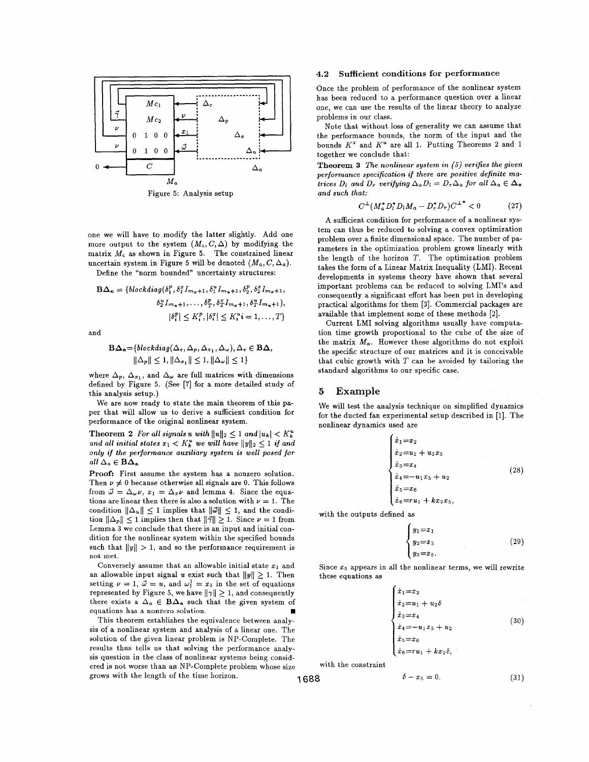Figure 5: Analysis setup

one we will have to modify the latter slightly. Add one more output to the system $(M_c, C, \Delta)$ by modifying the matrix $M_c$ as shown in Figure 5. The constrained linear uncertain system in Figure 5 will be denoted $(M_a, C, \Delta_a)$.

Define the "norm bounded" uncertainty structures:

$$\mathbf{B}\boldsymbol{\Delta}_{\mathbf{e}} = \{blockdiag(\delta_1^p, \delta_1^x I_{m_x+1}, \delta_1^u I_{m_u+1}, \delta_2^p, \delta_2^x I_{m_x+1}, \delta_2^u I_{m_u+1}, \ldots, \delta_T^p, \delta_T^x I_{m_x+1}, \delta_T^u I_{m_u+1}), |\delta_i^p| \leq K_i^p, |\delta_i^x| \leq K_i^u i = 1, \ldots, T\}$$

and

$$\mathbf{B}\boldsymbol{\Delta}_{\mathbf{a}} = \{blockdiag(\Delta_e, \Delta_p, \Delta_{x_1}, \Delta_\omega), \Delta_e \in \mathbf{B}\boldsymbol{\Delta}, \|\Delta_p\| \leq 1, \|\Delta_{x_1}\| \leq 1, \|\Delta_\omega\| \leq 1\}$$

where $\Delta_p$, $\Delta_{x_1}$, and $\Delta_\omega$ are full matrices with dimensions defined by Figure 5. (See [7] for a more detailed study of this analysis setup.)

We are now ready to state the main theorem of this paper that will allow us to derive a sufficient condition for performance of the original nonlinear system.

**Theorem 2** *For all signals $u$ with $\|u\|_2 \leq 1$ and $|u_k| < K_k^u$ and all initial states $x_1 < K_k^u$ we will have $\|y\|_2 \leq 1$ if and only if the performance auxiliary system is well posed for all $\Delta_a \in \mathbf{B}\boldsymbol{\Delta}_{\mathbf{a}}$*

**Proof:** First assume the system has a nonzero solution. Then $\nu \neq 0$ because otherwise all signals are 0. This follows from $\vec{\omega} = \Delta_\omega \nu$, $x_1 = \Delta_x \nu$ and lemma 4. Since the equations are linear then there is also a solution with $\nu = 1$. The condition $\|\Delta_u\| \leq 1$ implies that $\|\vec{\omega}\| \leq 1$, and the condition $\|\Delta_p\| \leq 1$ implies then that $\|\vec{\gamma}\| \geq 1$. Since $\nu = 1$ from Lemma 3 we conclude that there is an input and initial condition for the nonlinear system within the specified bounds such that $\|y\| > 1$, and so the performance requirement is not met.

Conversely assume that an allowable initial state $x_1$ and an allowable input signal $u$ exist such that $\|y\| \geq 1$. Then setting $\nu = 1$, $\vec{\omega} = u$, and $\omega_1^1 = x_1$ in the set of equations represented by Figure 5, we have $\|\vec{\gamma}\| \geq 1$, and consequently there exists a $\Delta_a \in \mathbf{B}\boldsymbol{\Delta}_{\mathbf{a}}$ such that the given system of equations has a nonzero solution. ∎

This theorem establishes the equivalence between analysis of a nonlinear system and analysis of a linear one. The solution of the given linear problem is NP-Complete. The results thus tells us that solving the performance analysis question in the class of nonlinear systems being considered is not worse than an NP-Complete problem whose size grows with the length of the time horizon.

### 4.2 Sufficient conditions for performance

Once the problem of performance of the nonlinear system has been reduced to a performance question over a linear one, we can use the results of the linear theory to analyze problems in our class.

Note that without loss of generality we can assume that the performance bounds, the norm of the input and the bounds $K^x$ and $K^u$ are all 1. Putting Theorems 2 and 1 together we conclude that:

**Theorem 3** *The nonlinear system in (5) verifies the given performance specification if there are positive definite matrices $D_l$ and $D_r$ verifying $\Delta_a D_l = D_r \Delta_a$ for all $\Delta_a \in \boldsymbol{\Delta}_a$ and such that:*

$$C^{\perp}(M_a^* D_l^* D_l M_a - D_r^* D_r) C^{\perp^*} < 0 \tag{27}$$

A sufficient condition for performance of a nonlinear system can thus be reduced to solving a convex optimization problem over a finite dimensional space. The number of parameters in the optimization problem grows linearly with the length of the horizon $T$. The optimization problem takes the form of a Linear Matrix Inequality (LMI). Recent developments in systems theory have shown that several important problems can be reduced to solving LMI's and consequently a significant effort has been put in developing practical algorithms for them [3]. Commercial packages are available that implement some of these methods [2].

Current LMI solving algorithms usually have computation time growth proportional to the cube of the size of the matrix $M_a$. However these algorithms do not exploit the specific structure of our matrices and it is conceivable that cubic growth with $T$ can be avoided by tailoring the standard algorithms to our specific case.

## 5 Example

We will test the analysis technique on simplified dynamics for the ducted fan experimental setup described in [1]. The nonlinear dynamics used are

$$\begin{cases} \dot{x}_1 = x_2 \\ \dot{x}_2 = u_1 + u_2 x_5 \\ \dot{x}_3 = x_4 \\ \dot{x}_4 = -u_1 x_5 + u_2 \\ \dot{x}_5 = x_6 \\ \dot{x}_6 = r u_1 + k x_2 x_5, \end{cases} \tag{28}$$

with the outputs defined as

$$\begin{cases} y_1 = x_1 \\ y_2 = x_3 \\ y_3 = x_5. \end{cases} \tag{29}$$

Since $x_5$ appears in all the nonlinear terms, we will rewrite these equations as

$$\begin{cases} \dot{x}_1 = x_2 \\ \dot{x}_2 = u_1 + u_2 \delta \\ \dot{x}_3 = x_4 \\ \dot{x}_4 = -u_1 x_5 + u_2 \\ \dot{x}_5 = x_6 \\ \dot{x}_6 = r u_1 + k x_2 \delta, \end{cases} \tag{30}$$

with the constraint

$$\delta - x_5 = 0. \tag{31}$$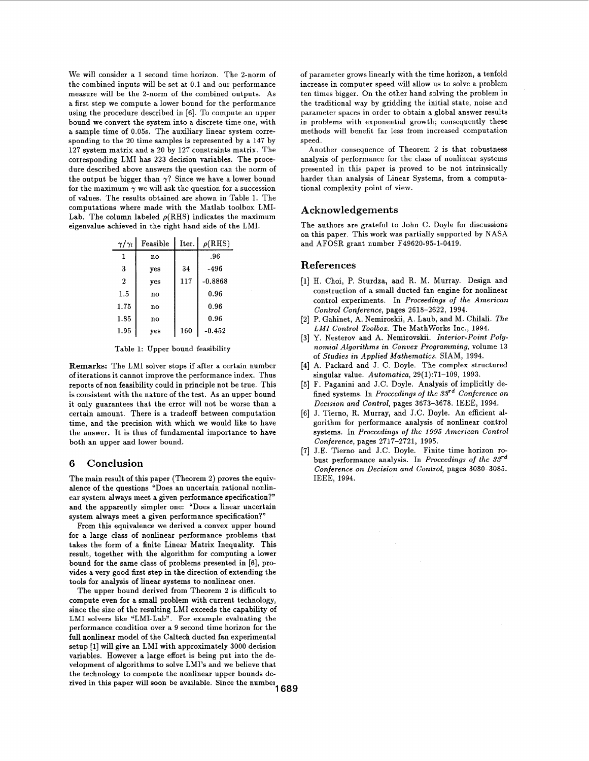We will consider a 1 second time horizon. The 2-norm of the combined inputs will be set at 0.1 and our performance measure will be the 2-norm of the combined outputs. As a first step we compute a lower bound for the performance using the procedure described in [6]. To compute an upper bound we convert the system into a discrete time one, with a sample time of 0.05s. The auxiliary linear system corresponding to the 20 time samples is represented by a 147 by 127 system matrix and a 20 by 127 constraints matrix. The corresponding LMI has 223 decision variables. The procedure described above answers the question can the norm of the output be bigger than $\gamma$? Since we have a lower bound for the maximum $\gamma$ we will ask the question for a succession of values. The results obtained are shown in Table 1. The computations where made with the Matlab toolbox LMI-Lab. The column labeled $\rho(\text{RHS})$ indicates the maximum eigenvalue achieved in the right hand side of the LMI.

| $\gamma/\gamma_l$ | Feasible | Iter. | $\rho(\text{RHS})$ |
|---|---|---|---|
| 1 | no | | .96 |
| 3 | yes | 34 | -496 |
| 2 | yes | 117 | -0.8868 |
| 1.5 | no | | 0.96 |
| 1.75 | no | | 0.96 |
| 1.85 | no | | 0.96 |
| 1.95 | yes | 160 | -0.452 |

Table 1: Upper bound feasibility

**Remarks:** The LMI solver stops if after a certain number of iterations it cannot improve the performance index. Thus reports of non feasibility could in principle not be true. This is consistent with the nature of the test. As an upper bound it only guarantees that the error will not be worse than a certain amount. There is a tradeoff between computation time, and the precision with which we would like to have the answer. It is thus of fundamental importance to have both an upper and lower bound.

## 6 Conclusion

The main result of this paper (Theorem 2) proves the equivalence of the questions "Does an uncertain rational nonlinear system always meet a given performance specification?" and the apparently simpler one: "Does a linear uncertain system always meet a given performance specification?"

From this equivalence we derived a convex upper bound for a large class of nonlinear performance problems that takes the form of a finite Linear Matrix Inequality. This result, together with the algorithm for computing a lower bound for the same class of problems presented in [6], provides a very good first step in the direction of extending the tools for analysis of linear systems to nonlinear ones.

The upper bound derived from Theorem 2 is difficult to compute even for a small problem with current technology, since the size of the resulting LMI exceeds the capability of LMI solvers like "LMI-Lab". For example evaluating the performance condition over a 9 second time horizon for the full nonlinear model of the Caltech ducted fan experimental setup [1] will give an LMI with approximately 3000 decision variables. However a large effort is being put into the development of algorithms to solve LMI's and we believe that the technology to compute the nonlinear upper bounds derived in this paper will soon be available. Since the number of parameter grows linearly with the time horizon, a tenfold increase in computer speed will allow us to solve a problem ten times bigger. On the other hand solving the problem in the traditional way by gridding the initial state, noise and parameter spaces in order to obtain a global answer results in problems with exponential growth; consequently these methods will benefit far less from increased computation speed.

Another consequence of Theorem 2 is that robustness analysis of performance for the class of nonlinear systems presented in this paper is proved to be not intrinsically harder than analysis of Linear Systems, from a computational complexity point of view.

## Acknowledgements

The authors are grateful to John C. Doyle for discussions on this paper. This work was partially supported by NASA and AFOSR grant number F49620-95-1-0419.

## References

[1] H. Choi, P. Sturdza, and R. M. Murray. Design and construction of a small ducted fan engine for nonlinear control experiments. In *Proceedings of the American Control Conference*, pages 2618–2622, 1994.

[2] P. Gahinet, A. Nemiroskii, A. Laub, and M. Chilali. *The LMI Control Toolbox*. The MathWorks Inc., 1994.

[3] Y. Nesterov and A. Nemirovskii. *Interior-Point Polynomial Algorithms in Convex Programming*, volume 13 of *Studies in Applied Mathematics*. SIAM, 1994.

[4] A. Packard and J. C. Doyle. The complex structured singular value. *Automatica*, 29(1):71–109, 1993.

[5] F. Paganini and J.C. Doyle. Analysis of implicitly defined systems. In *Proceedings of the 33rd Conference on Decision and Control*, pages 3673–3678. IEEE, 1994.

[6] J. Tierno, R. Murray, and J.C. Doyle. An efficient algorithm for performance analysis of nonlinear control systems. In *Proceedings of the 1995 American Control Conference*, pages 2717–2721, 1995.

[7] J.E. Tierno and J.C. Doyle. Finite time horizon robust performance analysis. In *Proceedings of the 33rd Conference on Decision and Control*, pages 3080–3085. IEEE, 1994.